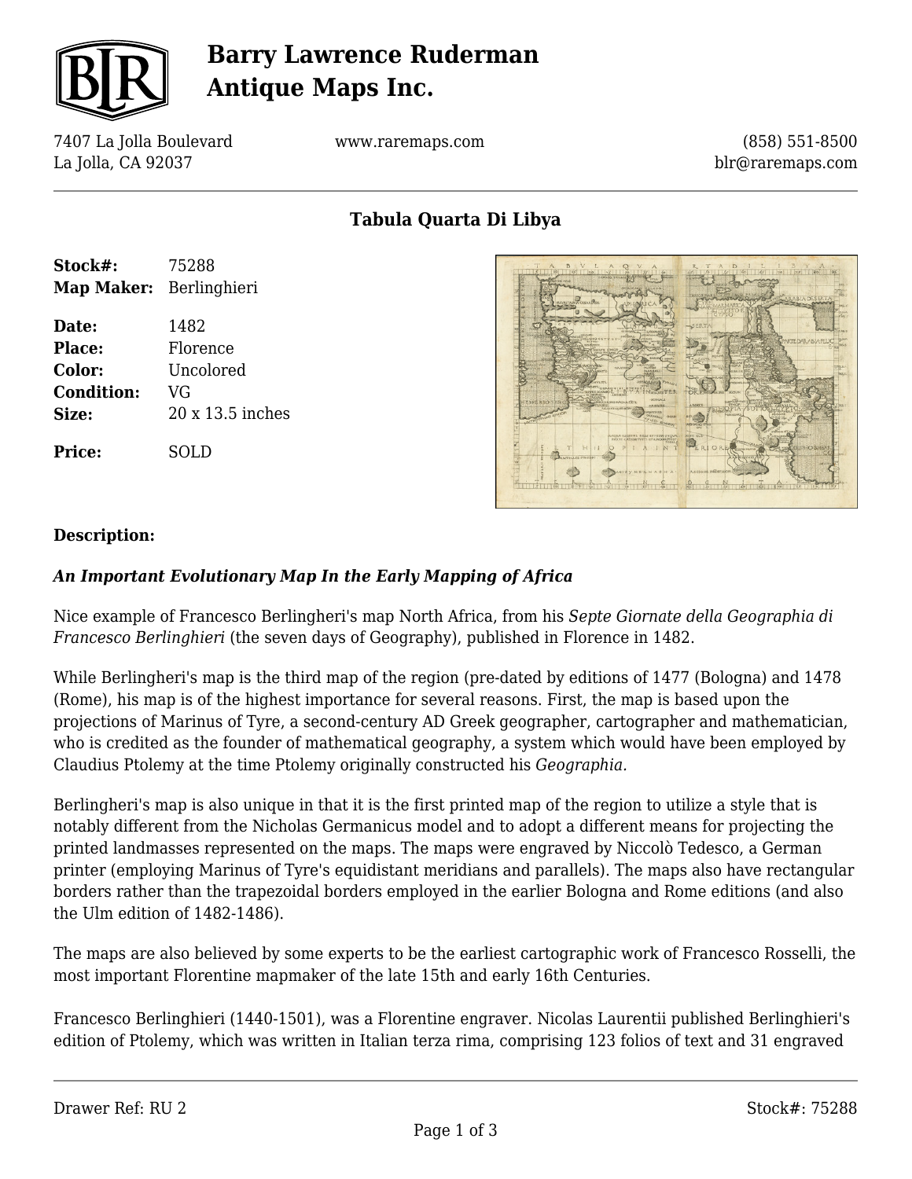# Barry Lawrence Ruderman Antique Maps Inc.

7407 La Jolla Boulevard
La Jolla, CA 92037

www.raremaps.com

(858) 551-8500
blr@raremaps.com

## Tabula Quarta Di Libya

| | |
|---|---|
| **Stock#:** | 75288 |
| **Map Maker:** | Berlinghieri |
| **Date:** | 1482 |
| **Place:** | Florence |
| **Color:** | Uncolored |
| **Condition:** | VG |
| **Size:** | 20 x 13.5 inches |
| **Price:** | SOLD |

### Description:

***An Important Evolutionary Map In the Early Mapping of Africa***

Nice example of Francesco Berlinghieri's map North Africa, from his *Septe Giornate della Geographia di Francesco Berlinghieri* (the seven days of Geography), published in Florence in 1482.

While Berlingheri's map is the third map of the region (pre-dated by editions of 1477 (Bologna) and 1478 (Rome), his map is of the highest importance for several reasons. First, the map is based upon the projections of Marinus of Tyre, a second-century AD Greek geographer, cartographer and mathematician, who is credited as the founder of mathematical geography, a system which would have been employed by Claudius Ptolemy at the time Ptolemy originally constructed his *Geographia.*

Berlingheri's map is also unique in that it is the first printed map of the region to utilize a style that is notably different from the Nicholas Germanicus model and to adopt a different means for projecting the printed landmasses represented on the maps. The maps were engraved by Niccolò Tedesco, a German printer (employing Marinus of Tyre's equidistant meridians and parallels). The maps also have rectangular borders rather than the trapezoidal borders employed in the earlier Bologna and Rome editions (and also the Ulm edition of 1482-1486).

The maps are also believed by some experts to be the earliest cartographic work of Francesco Rosselli, the most important Florentine mapmaker of the late 15th and early 16th Centuries.

Francesco Berlinghieri (1440-1501), was a Florentine engraver. Nicolas Laurentii published Berlinghieri's edition of Ptolemy, which was written in Italian terza rima, comprising 123 folios of text and 31 engraved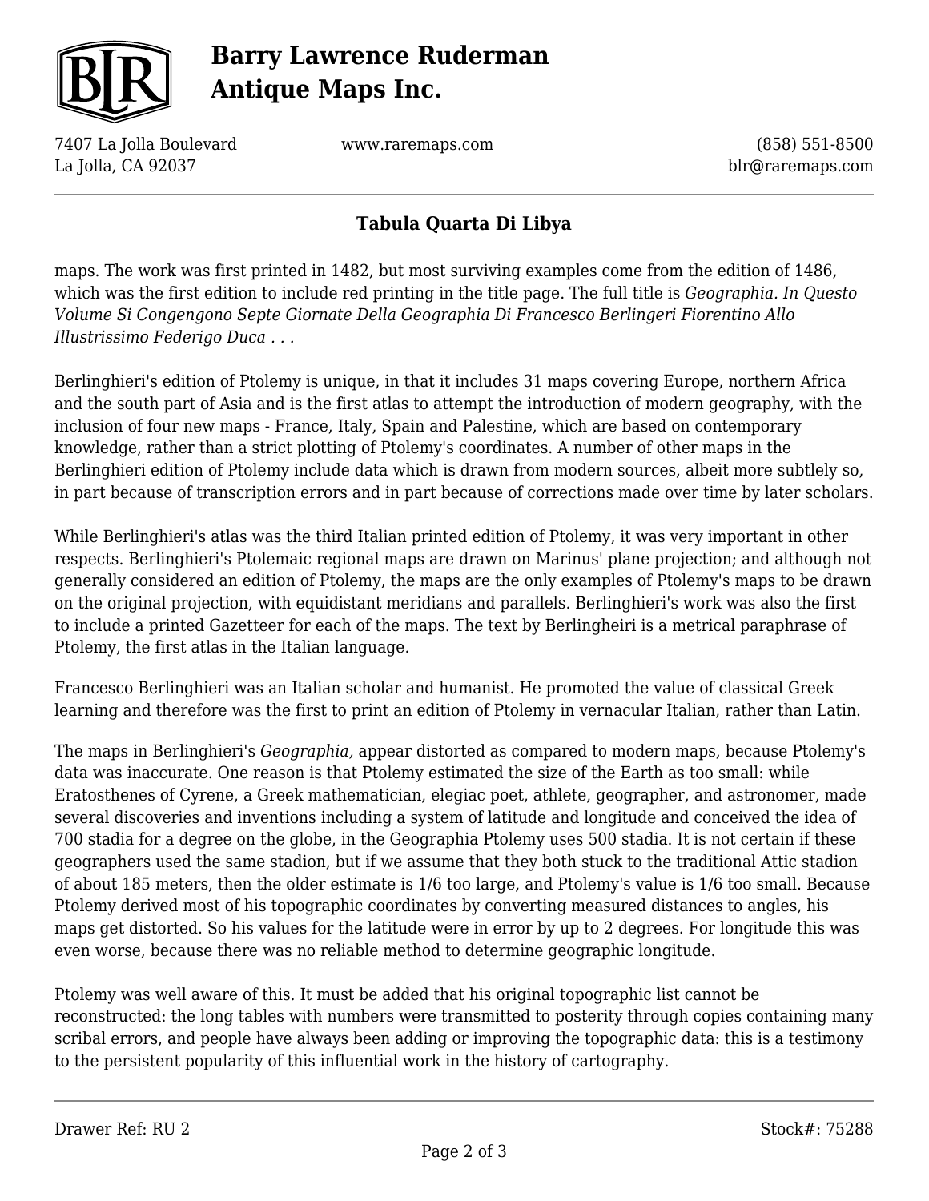## Tabula Quarta Di Libya

maps. The work was first printed in 1482, but most surviving examples come from the edition of 1486, which was the first edition to include red printing in the title page. The full title is *Geographia. In Questo Volume Si Congengono Septe Giornate Della Geographia Di Francesco Berlingeri Fiorentino Allo Illustrissimo Federigo Duca . . .*

Berlinghieri's edition of Ptolemy is unique, in that it includes 31 maps covering Europe, northern Africa and the south part of Asia and is the first atlas to attempt the introduction of modern geography, with the inclusion of four new maps - France, Italy, Spain and Palestine, which are based on contemporary knowledge, rather than a strict plotting of Ptolemy's coordinates. A number of other maps in the Berlinghieri edition of Ptolemy include data which is drawn from modern sources, albeit more subtlely so, in part because of transcription errors and in part because of corrections made over time by later scholars.

While Berlinghieri's atlas was the third Italian printed edition of Ptolemy, it was very important in other respects. Berlinghieri's Ptolemaic regional maps are drawn on Marinus' plane projection; and although not generally considered an edition of Ptolemy, the maps are the only examples of Ptolemy's maps to be drawn on the original projection, with equidistant meridians and parallels. Berlinghieri's work was also the first to include a printed Gazetteer for each of the maps. The text by Berlingheiri is a metrical paraphrase of Ptolemy, the first atlas in the Italian language.

Francesco Berlinghieri was an Italian scholar and humanist. He promoted the value of classical Greek learning and therefore was the first to print an edition of Ptolemy in vernacular Italian, rather than Latin.

The maps in Berlinghieri's *Geographia,* appear distorted as compared to modern maps, because Ptolemy's data was inaccurate. One reason is that Ptolemy estimated the size of the Earth as too small: while Eratosthenes of Cyrene, a Greek mathematician, elegiac poet, athlete, geographer, and astronomer, made several discoveries and inventions including a system of latitude and longitude and conceived the idea of 700 stadia for a degree on the globe, in the Geographia Ptolemy uses 500 stadia. It is not certain if these geographers used the same stadion, but if we assume that they both stuck to the traditional Attic stadion of about 185 meters, then the older estimate is 1/6 too large, and Ptolemy's value is 1/6 too small. Because Ptolemy derived most of his topographic coordinates by converting measured distances to angles, his maps get distorted. So his values for the latitude were in error by up to 2 degrees. For longitude this was even worse, because there was no reliable method to determine geographic longitude.

Ptolemy was well aware of this. It must be added that his original topographic list cannot be reconstructed: the long tables with numbers were transmitted to posterity through copies containing many scribal errors, and people have always been adding or improving the topographic data: this is a testimony to the persistent popularity of this influential work in the history of cartography.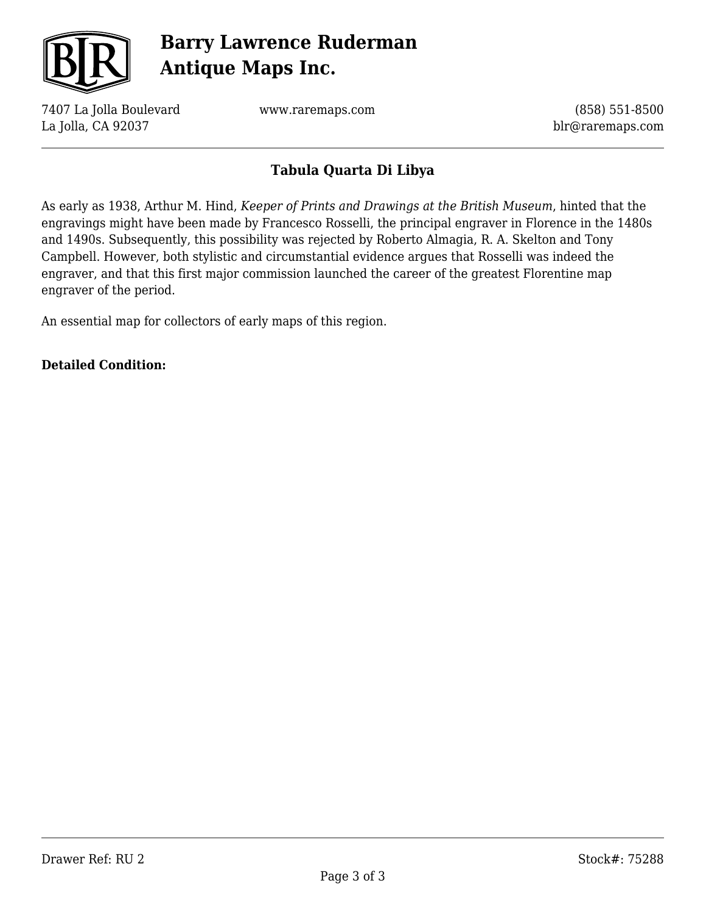## Tabula Quarta Di Libya

As early as 1938, Arthur M. Hind, *Keeper of Prints and Drawings at the British Museum*, hinted that the engravings might have been made by Francesco Rosselli, the principal engraver in Florence in the 1480s and 1490s. Subsequently, this possibility was rejected by Roberto Almagia, R. A. Skelton and Tony Campbell. However, both stylistic and circumstantial evidence argues that Rosselli was indeed the engraver, and that this first major commission launched the career of the greatest Florentine map engraver of the period.

An essential map for collectors of early maps of this region.

**Detailed Condition:**

Drawer Ref: RU 2

Stock#: 75288